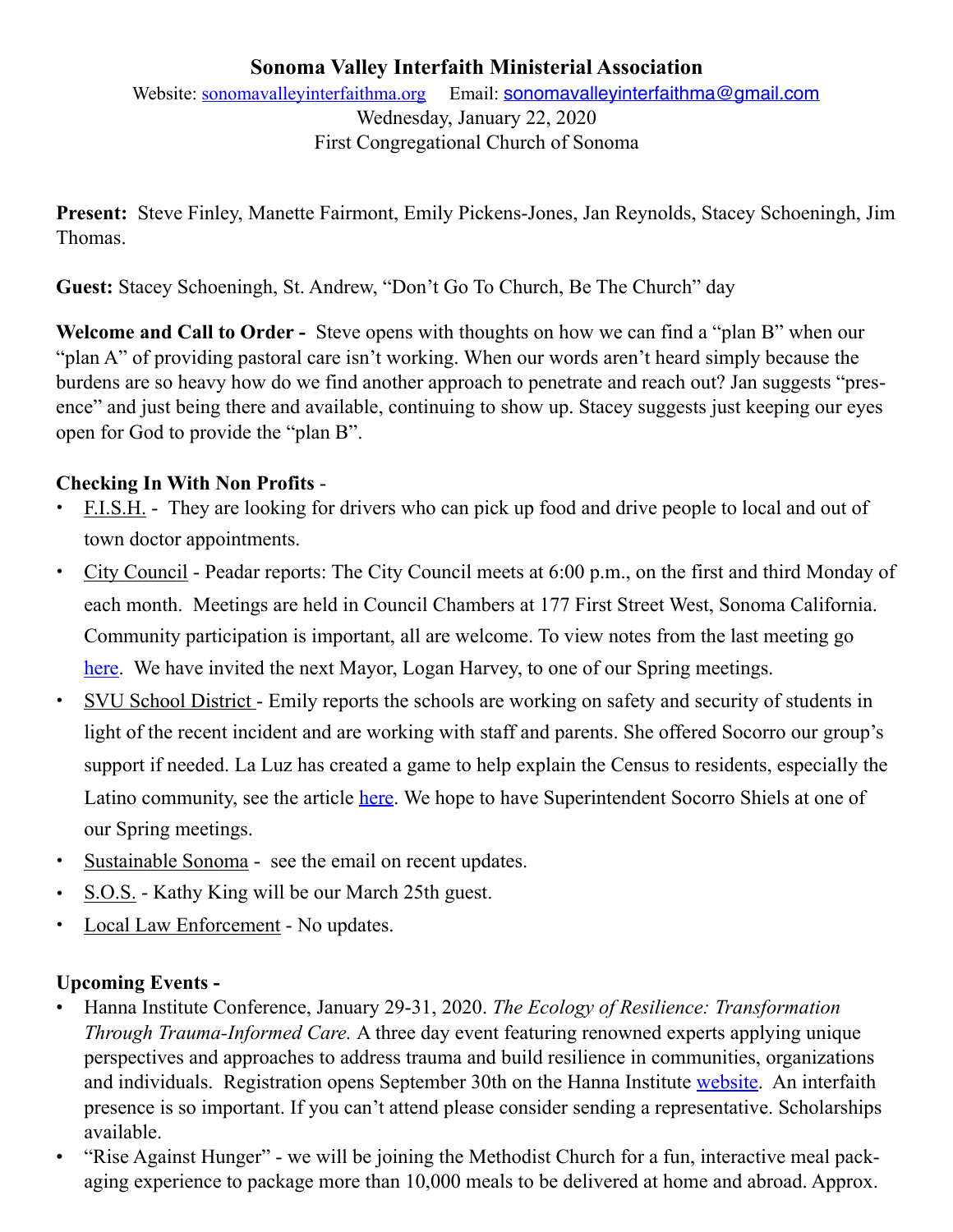# Sonoma Valley Interfaith Ministerial Association

Website: sonomavalleyinterfaithma.org Email: sonomavalleyinterfaithma@gmail.com
Wednesday, January 22, 2020
First Congregational Church of Sonoma

**Present:** Steve Finley, Manette Fairmont, Emily Pickens-Jones, Jan Reynolds, Stacey Schoeningh, Jim Thomas.

**Guest:** Stacey Schoeningh, St. Andrew, "Don't Go To Church, Be The Church" day

**Welcome and Call to Order -** Steve opens with thoughts on how we can find a "plan B" when our "plan A" of providing pastoral care isn't working. When our words aren't heard simply because the burdens are so heavy how do we find another approach to penetrate and reach out? Jan suggests "presence" and just being there and available, continuing to show up. Stacey suggests just keeping our eyes open for God to provide the "plan B".

**Checking In With Non Profits** -

- F.I.S.H. - They are looking for drivers who can pick up food and drive people to local and out of town doctor appointments.
- City Council - Peadar reports: The City Council meets at 6:00 p.m., on the first and third Monday of each month. Meetings are held in Council Chambers at 177 First Street West, Sonoma California. Community participation is important, all are welcome. To view notes from the last meeting go here. We have invited the next Mayor, Logan Harvey, to one of our Spring meetings.
- SVU School District - Emily reports the schools are working on safety and security of students in light of the recent incident and are working with staff and parents. She offered Socorro our group's support if needed. La Luz has created a game to help explain the Census to residents, especially the Latino community, see the article here. We hope to have Superintendent Socorro Shiels at one of our Spring meetings.
- Sustainable Sonoma - see the email on recent updates.
- S.O.S. - Kathy King will be our March 25th guest.
- Local Law Enforcement - No updates.

**Upcoming Events -**

- Hanna Institute Conference, January 29-31, 2020. *The Ecology of Resilience: Transformation Through Trauma-Informed Care.* A three day event featuring renowned experts applying unique perspectives and approaches to address trauma and build resilience in communities, organizations and individuals. Registration opens September 30th on the Hanna Institute website. An interfaith presence is so important. If you can't attend please consider sending a representative. Scholarships available.
- "Rise Against Hunger" - we will be joining the Methodist Church for a fun, interactive meal packaging experience to package more than 10,000 meals to be delivered at home and abroad. Approx.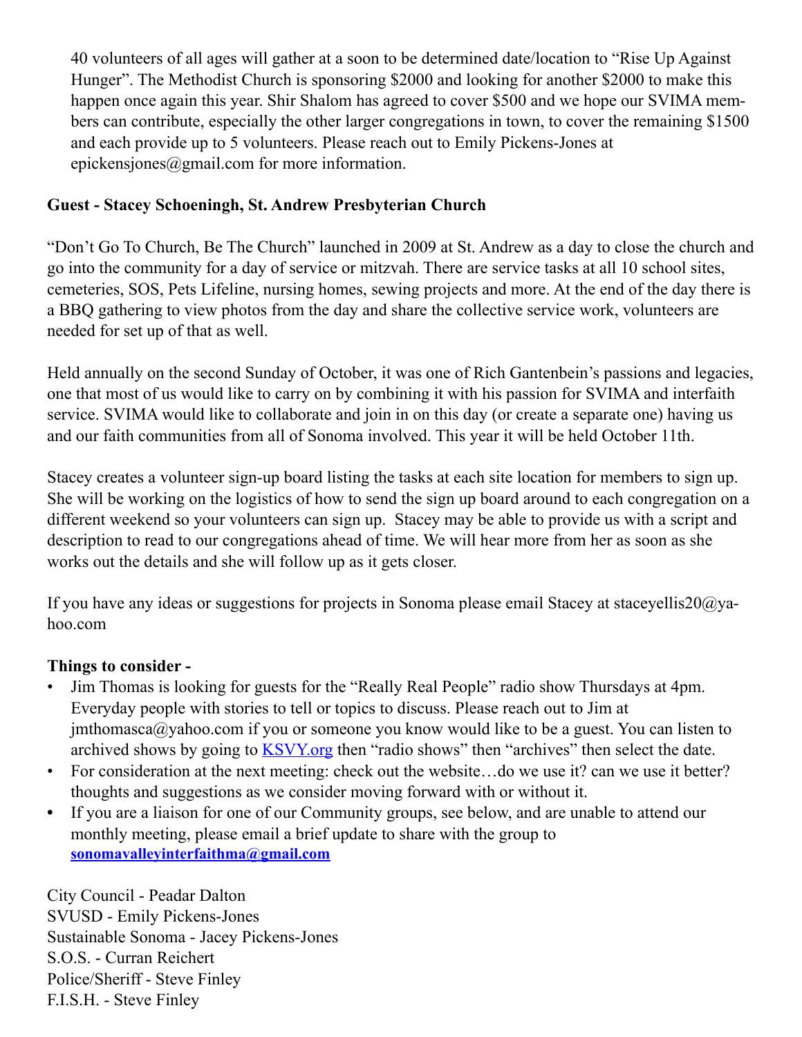40 volunteers of all ages will gather at a soon to be determined date/location to "Rise Up Against Hunger". The Methodist Church is sponsoring $2000 and looking for another $2000 to make this happen once again this year. Shir Shalom has agreed to cover $500 and we hope our SVIMA members can contribute, especially the other larger congregations in town, to cover the remaining $1500 and each provide up to 5 volunteers. Please reach out to Emily Pickens-Jones at epickensjones@gmail.com for more information.

**Guest - Stacey Schoeningh, St. Andrew Presbyterian Church**

"Don't Go To Church, Be The Church" launched in 2009 at St. Andrew as a day to close the church and go into the community for a day of service or mitzvah. There are service tasks at all 10 school sites, cemeteries, SOS, Pets Lifeline, nursing homes, sewing projects and more. At the end of the day there is a BBQ gathering to view photos from the day and share the collective service work, volunteers are needed for set up of that as well.

Held annually on the second Sunday of October, it was one of Rich Gantenbein's passions and legacies, one that most of us would like to carry on by combining it with his passion for SVIMA and interfaith service. SVIMA would like to collaborate and join in on this day (or create a separate one) having us and our faith communities from all of Sonoma involved. This year it will be held October 11th.

Stacey creates a volunteer sign-up board listing the tasks at each site location for members to sign up. She will be working on the logistics of how to send the sign up board around to each congregation on a different weekend so your volunteers can sign up. Stacey may be able to provide us with a script and description to read to our congregations ahead of time. We will hear more from her as soon as she works out the details and she will follow up as it gets closer.

If you have any ideas or suggestions for projects in Sonoma please email Stacey at staceyellis20@yahoo.com

**Things to consider -**

- Jim Thomas is looking for guests for the "Really Real People" radio show Thursdays at 4pm. Everyday people with stories to tell or topics to discuss. Please reach out to Jim at jmthomasca@yahoo.com if you or someone you know would like to be a guest. You can listen to archived shows by going to [KSVY.org](KSVY.org) then "radio shows" then "archives" then select the date.
- For consideration at the next meeting: check out the website…do we use it? can we use it better? thoughts and suggestions as we consider moving forward with or without it.
- If you are a liaison for one of our Community groups, see below, and are unable to attend our monthly meeting, please email a brief update to share with the group to **sonomavalleyinterfaithma@gmail.com**

City Council - Peadar Dalton
SVUSD - Emily Pickens-Jones
Sustainable Sonoma - Jacey Pickens-Jones
S.O.S. - Curran Reichert
Police/Sheriff - Steve Finley
F.I.S.H. - Steve Finley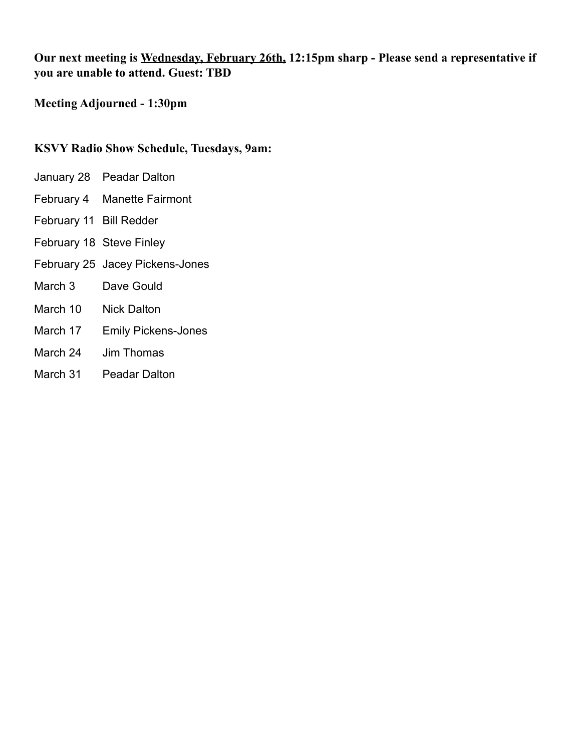**Our next meeting is <u>Wednesday, February 26th,</u> 12:15pm sharp - Please send a representative if you are unable to attend. Guest: TBD**

**Meeting Adjourned - 1:30pm**

**KSVY Radio Show Schedule, Tuesdays, 9am:**

| | |
|---|---|
| January 28 | Peadar Dalton |
| February 4 | Manette Fairmont |
| February 11 | Bill Redder |
| February 18 | Steve Finley |
| February 25 | Jacey Pickens-Jones |
| March 3 | Dave Gould |
| March 10 | Nick Dalton |
| March 17 | Emily Pickens-Jones |
| March 24 | Jim Thomas |
| March 31 | Peadar Dalton |